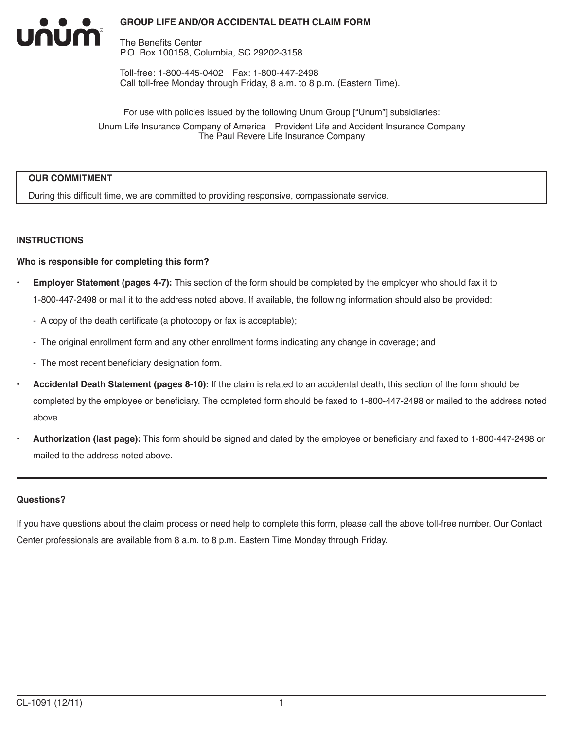# GROUP LIFE AND/OR ACCIDENTAL DEATH CLAIM FORM

The Benefits Center
P.O. Box 100158, Columbia, SC 29202-3158

Toll-free: 1-800-445-0402  Fax: 1-800-447-2498
Call toll-free Monday through Friday, 8 a.m. to 8 p.m. (Eastern Time).

For use with policies issued by the following Unum Group ["Unum"] subsidiaries:
Unum Life Insurance Company of America  Provident Life and Accident Insurance Company
The Paul Revere Life Insurance Company

**OUR COMMITMENT**

During this difficult time, we are committed to providing responsive, compassionate service.

## INSTRUCTIONS

**Who is responsible for completing this form?**

- **Employer Statement (pages 4-7):** This section of the form should be completed by the employer who should fax it to 1-800-447-2498 or mail it to the address noted above. If available, the following information should also be provided:
  - A copy of the death certificate (a photocopy or fax is acceptable);
  - The original enrollment form and any other enrollment forms indicating any change in coverage; and
  - The most recent beneficiary designation form.
- **Accidental Death Statement (pages 8-10):** If the claim is related to an accidental death, this section of the form should be completed by the employee or beneficiary. The completed form should be faxed to 1-800-447-2498 or mailed to the address noted above.
- **Authorization (last page):** This form should be signed and dated by the employee or beneficiary and faxed to 1-800-447-2498 or mailed to the address noted above.

**Questions?**

If you have questions about the claim process or need help to complete this form, please call the above toll-free number. Our Contact Center professionals are available from 8 a.m. to 8 p.m. Eastern Time Monday through Friday.

CL-1091 (12/11)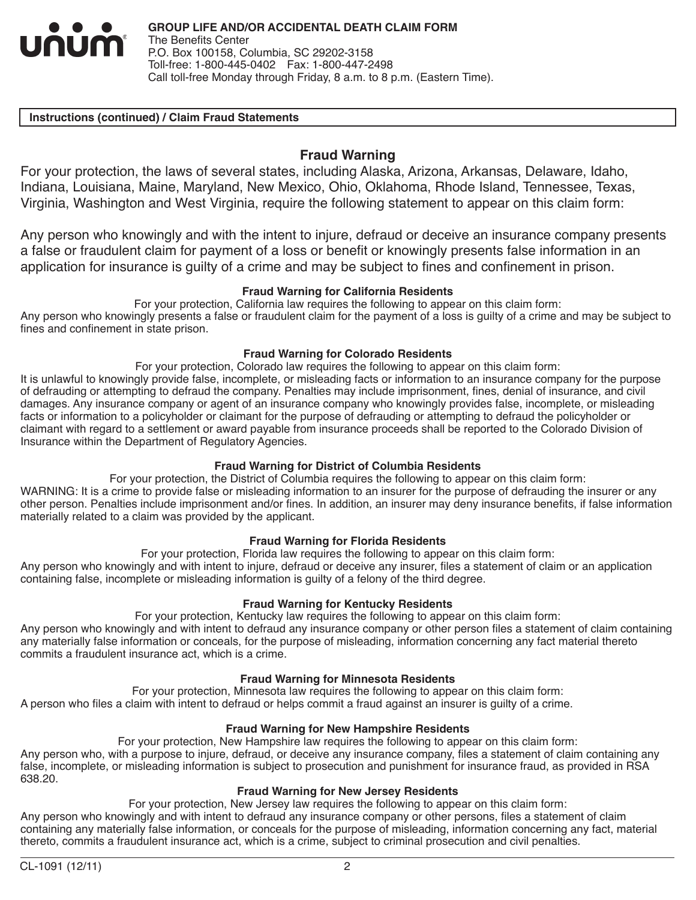**GROUP LIFE AND/OR ACCIDENTAL DEATH CLAIM FORM**
The Benefits Center
P.O. Box 100158, Columbia, SC 29202-3158
Toll-free: 1-800-445-0402 Fax: 1-800-447-2498
Call toll-free Monday through Friday, 8 a.m. to 8 p.m. (Eastern Time).

**Instructions (continued) / Claim Fraud Statements**

## Fraud Warning

For your protection, the laws of several states, including Alaska, Arizona, Arkansas, Delaware, Idaho, Indiana, Louisiana, Maine, Maryland, New Mexico, Ohio, Oklahoma, Rhode Island, Tennessee, Texas, Virginia, Washington and West Virginia, require the following statement to appear on this claim form:

Any person who knowingly and with the intent to injure, defraud or deceive an insurance company presents a false or fraudulent claim for payment of a loss or benefit or knowingly presents false information in an application for insurance is guilty of a crime and may be subject to fines and confinement in prison.

### Fraud Warning for California Residents

For your protection, California law requires the following to appear on this claim form:
Any person who knowingly presents a false or fraudulent claim for the payment of a loss is guilty of a crime and may be subject to fines and confinement in state prison.

### Fraud Warning for Colorado Residents

For your protection, Colorado law requires the following to appear on this claim form:
It is unlawful to knowingly provide false, incomplete, or misleading facts or information to an insurance company for the purpose of defrauding or attempting to defraud the company. Penalties may include imprisonment, fines, denial of insurance, and civil damages. Any insurance company or agent of an insurance company who knowingly provides false, incomplete, or misleading facts or information to a policyholder or claimant for the purpose of defrauding or attempting to defraud the policyholder or claimant with regard to a settlement or award payable from insurance proceeds shall be reported to the Colorado Division of Insurance within the Department of Regulatory Agencies.

### Fraud Warning for District of Columbia Residents

For your protection, the District of Columbia requires the following to appear on this claim form:
WARNING: It is a crime to provide false or misleading information to an insurer for the purpose of defrauding the insurer or any other person. Penalties include imprisonment and/or fines. In addition, an insurer may deny insurance benefits, if false information materially related to a claim was provided by the applicant.

### Fraud Warning for Florida Residents

For your protection, Florida law requires the following to appear on this claim form:
Any person who knowingly and with intent to injure, defraud or deceive any insurer, files a statement of claim or an application containing false, incomplete or misleading information is guilty of a felony of the third degree.

### Fraud Warning for Kentucky Residents

For your protection, Kentucky law requires the following to appear on this claim form:
Any person who knowingly and with intent to defraud any insurance company or other person files a statement of claim containing any materially false information or conceals, for the purpose of misleading, information concerning any fact material thereto commits a fraudulent insurance act, which is a crime.

### Fraud Warning for Minnesota Residents

For your protection, Minnesota law requires the following to appear on this claim form:
A person who files a claim with intent to defraud or helps commit a fraud against an insurer is guilty of a crime.

### Fraud Warning for New Hampshire Residents

For your protection, New Hampshire law requires the following to appear on this claim form:
Any person who, with a purpose to injure, defraud, or deceive any insurance company, files a statement of claim containing any false, incomplete, or misleading information is subject to prosecution and punishment for insurance fraud, as provided in RSA 638.20.

### Fraud Warning for New Jersey Residents

For your protection, New Jersey law requires the following to appear on this claim form:
Any person who knowingly and with intent to defraud any insurance company or other persons, files a statement of claim containing any materially false information, or conceals for the purpose of misleading, information concerning any fact, material thereto, commits a fraudulent insurance act, which is a crime, subject to criminal prosecution and civil penalties.

CL-1091 (12/11)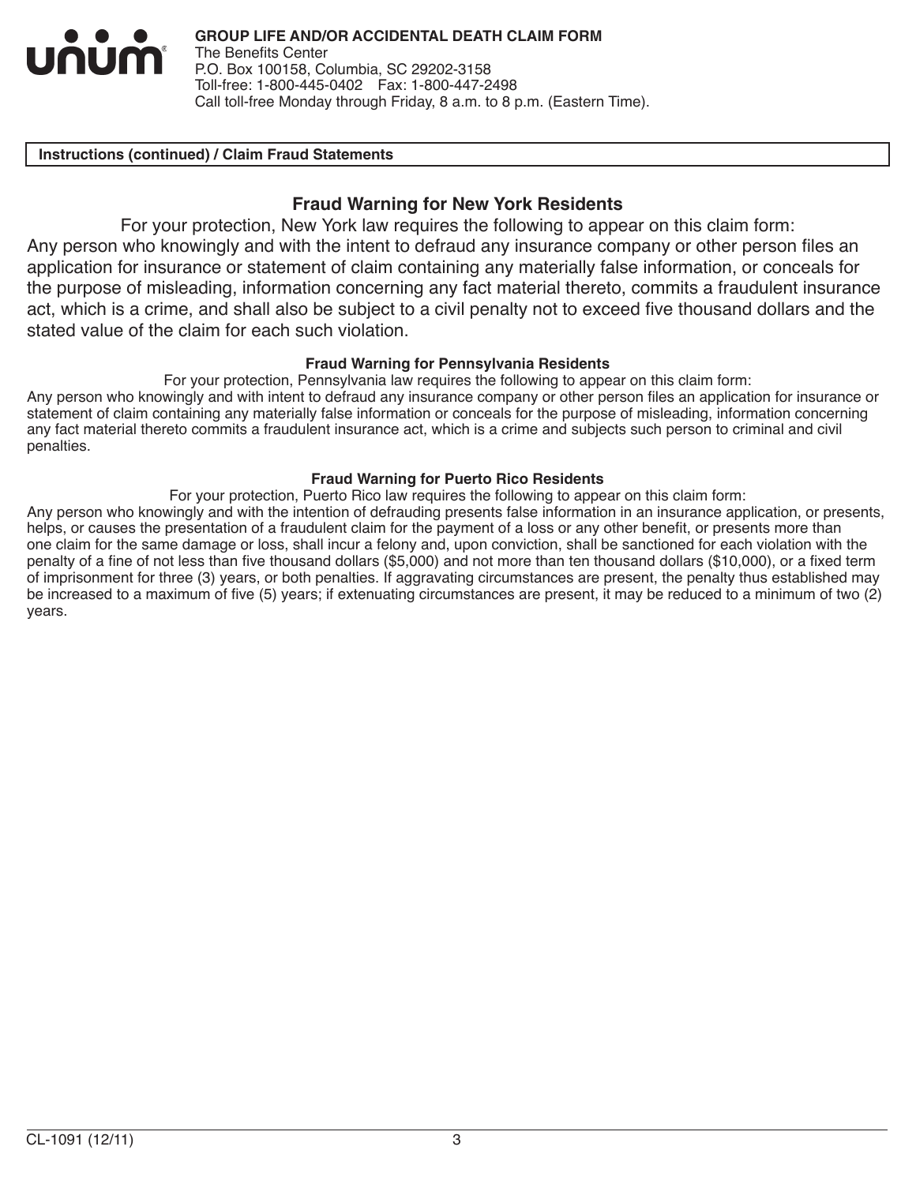**GROUP LIFE AND/OR ACCIDENTAL DEATH CLAIM FORM**
The Benefits Center
P.O. Box 100158, Columbia, SC 29202-3158
Toll-free: 1-800-445-0402 Fax: 1-800-447-2498
Call toll-free Monday through Friday, 8 a.m. to 8 p.m. (Eastern Time).

**Instructions (continued) / Claim Fraud Statements**

## Fraud Warning for New York Residents

For your protection, New York law requires the following to appear on this claim form:
Any person who knowingly and with the intent to defraud any insurance company or other person files an application for insurance or statement of claim containing any materially false information, or conceals for the purpose of misleading, information concerning any fact material thereto, commits a fraudulent insurance act, which is a crime, and shall also be subject to a civil penalty not to exceed five thousand dollars and the stated value of the claim for each such violation.

### Fraud Warning for Pennsylvania Residents

For your protection, Pennsylvania law requires the following to appear on this claim form:
Any person who knowingly and with intent to defraud any insurance company or other person files an application for insurance or statement of claim containing any materially false information or conceals for the purpose of misleading, information concerning any fact material thereto commits a fraudulent insurance act, which is a crime and subjects such person to criminal and civil penalties.

### Fraud Warning for Puerto Rico Residents

For your protection, Puerto Rico law requires the following to appear on this claim form:
Any person who knowingly and with the intention of defrauding presents false information in an insurance application, or presents, helps, or causes the presentation of a fraudulent claim for the payment of a loss or any other benefit, or presents more than one claim for the same damage or loss, shall incur a felony and, upon conviction, shall be sanctioned for each violation with the penalty of a fine of not less than five thousand dollars ($5,000) and not more than ten thousand dollars ($10,000), or a fixed term of imprisonment for three (3) years, or both penalties. If aggravating circumstances are present, the penalty thus established may be increased to a maximum of five (5) years; if extenuating circumstances are present, it may be reduced to a minimum of two (2) years.

CL-1091 (12/11)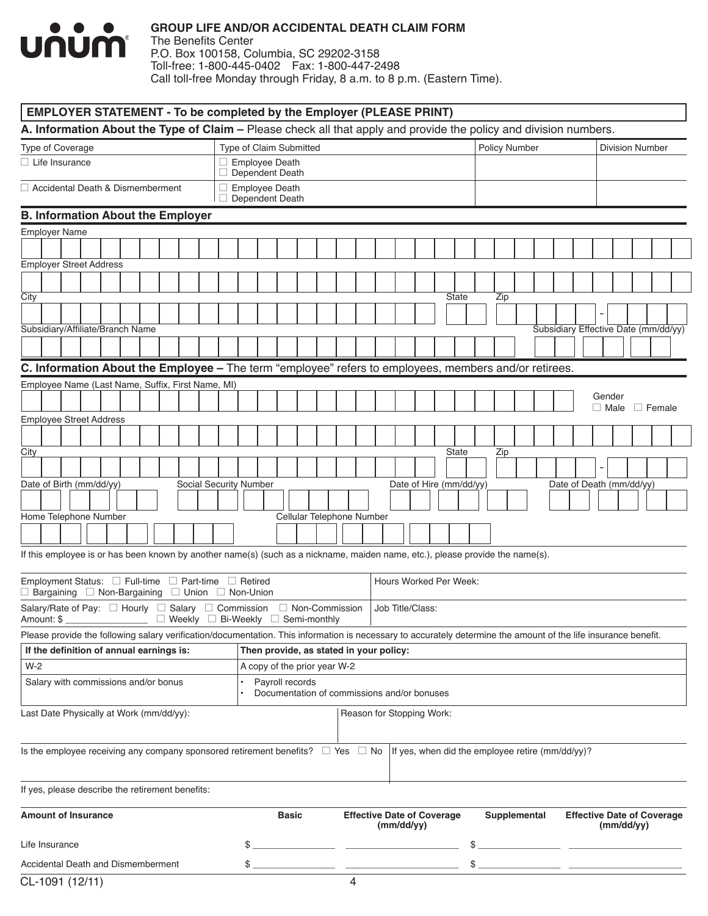unum®

**GROUP LIFE AND/OR ACCIDENTAL DEATH CLAIM FORM**
The Benefits Center
P.O. Box 100158, Columbia, SC 29202-3158
Toll-free: 1-800-445-0402 Fax: 1-800-447-2498
Call toll-free Monday through Friday, 8 a.m. to 8 p.m. (Eastern Time).

## EMPLOYER STATEMENT - To be completed by the Employer (PLEASE PRINT)

### A. Information About the Type of Claim – Please check all that apply and provide the policy and division numbers.

| Type of Coverage | Type of Claim Submitted | Policy Number | Division Number |
|---|---|---|---|
| ☐ Life Insurance | ☐ Employee Death<br>☐ Dependent Death | | |
| ☐ Accidental Death & Dismemberment | ☐ Employee Death<br>☐ Dependent Death | | |

### B. Information About the Employer

Employer Name

Employer Street Address

City | State | Zip

Subsidiary/Affiliate/Branch Name | Subsidiary Effective Date (mm/dd/yy)

### C. Information About the Employee – The term "employee" refers to employees, members and/or retirees.

Employee Name (Last Name, Suffix, First Name, MI) | Gender ☐ Male ☐ Female

Employee Street Address

City | State | Zip

Date of Birth (mm/dd/yy) | Social Security Number | Date of Hire (mm/dd/yy) | Date of Death (mm/dd/yy)

Home Telephone Number | Cellular Telephone Number

If this employee is or has been known by another name(s) (such as a nickname, maiden name, etc.), please provide the name(s).

Employment Status: ☐ Full-time ☐ Part-time ☐ Retired
☐ Bargaining ☐ Non-Bargaining ☐ Union ☐ Non-Union

Hours Worked Per Week:

Salary/Rate of Pay: ☐ Hourly ☐ Salary ☐ Commission ☐ Non-Commission
Amount: $ ________________ ☐ Weekly ☐ Bi-Weekly ☐ Semi-monthly

Job Title/Class:

Please provide the following salary verification/documentation. This information is necessary to accurately determine the amount of the life insurance benefit.

| If the definition of annual earnings is: | Then provide, as stated in your policy: |
|---|---|
| W-2 | A copy of the prior year W-2 |
| Salary with commissions and/or bonus | • Payroll records<br>• Documentation of commissions and/or bonuses |

Last Date Physically at Work (mm/dd/yy):

Reason for Stopping Work:

Is the employee receiving any company sponsored retirement benefits? ☐ Yes ☐ No

If yes, when did the employee retire (mm/dd/yy)?

If yes, please describe the retirement benefits:

| Amount of Insurance | Basic | Effective Date of Coverage (mm/dd/yy) | Supplemental | Effective Date of Coverage (mm/dd/yy) |
|---|---|---|---|---|
| Life Insurance | $ ________ | ________ | $ ________ | ________ |
| Accidental Death and Dismemberment | $ ________ | ________ | $ ________ | ________ |

CL-1091 (12/11)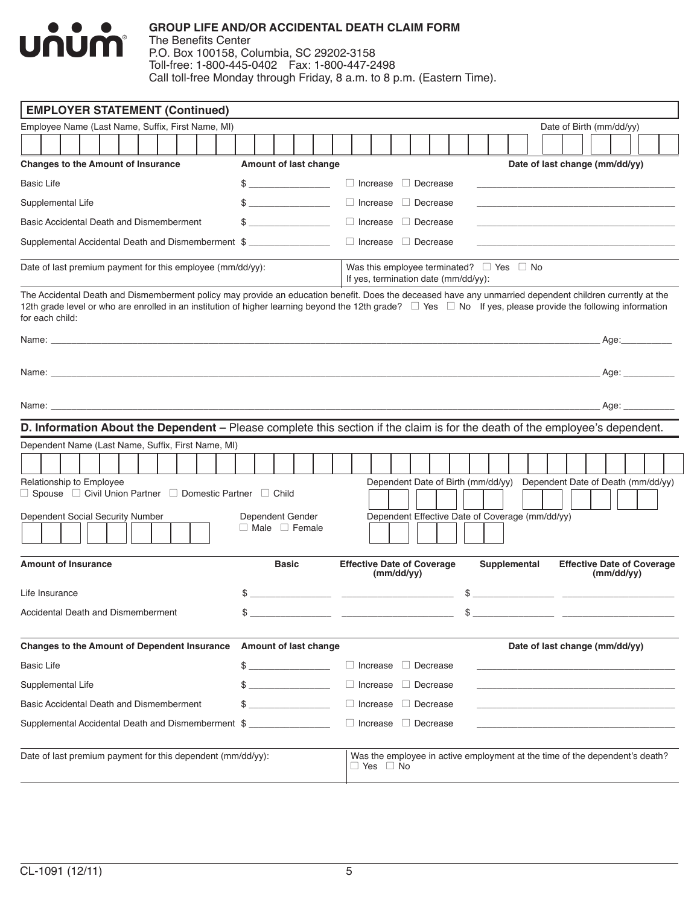**unum**®

**GROUP LIFE AND/OR ACCIDENTAL DEATH CLAIM FORM**
The Benefits Center
P.O. Box 100158, Columbia, SC 29202-3158
Toll-free: 1-800-445-0402 Fax: 1-800-447-2498
Call toll-free Monday through Friday, 8 a.m. to 8 p.m. (Eastern Time).

## EMPLOYER STATEMENT (Continued)

Employee Name (Last Name, Suffix, First Name, MI) Date of Birth (mm/dd/yy)

| Changes to the Amount of Insurance | Amount of last change | | Date of last change (mm/dd/yy) |
|---|---|---|---|
| Basic Life | $ ________ | ☐ Increase ☐ Decrease | ________ |
| Supplemental Life | $ ________ | ☐ Increase ☐ Decrease | ________ |
| Basic Accidental Death and Dismemberment | $ ________ | ☐ Increase ☐ Decrease | ________ |
| Supplemental Accidental Death and Dismemberment | $ ________ | ☐ Increase ☐ Decrease | ________ |

Date of last premium payment for this employee (mm/dd/yy):

Was this employee terminated? ☐ Yes ☐ No
If yes, termination date (mm/dd/yy):

The Accidental Death and Dismemberment policy may provide an education benefit. Does the deceased have any unmarried dependent children currently at the 12th grade level or who are enrolled in an institution of higher learning beyond the 12th grade? ☐ Yes ☐ No If yes, please provide the following information for each child:

Name: ________________________________ Age: ________

Name: ________________________________ Age: ________

Name: ________________________________ Age: ________

## D. Information About the Dependent – Please complete this section if the claim is for the death of the employee's dependent.

Dependent Name (Last Name, Suffix, First Name, MI)

Relationship to Employee
☐ Spouse ☐ Civil Union Partner ☐ Domestic Partner ☐ Child

Dependent Date of Birth (mm/dd/yy) Dependent Date of Death (mm/dd/yy)

Dependent Social Security Number

Dependent Gender
☐ Male ☐ Female

Dependent Effective Date of Coverage (mm/dd/yy)

| Amount of Insurance | Basic | Effective Date of Coverage (mm/dd/yy) | Supplemental | Effective Date of Coverage (mm/dd/yy) |
|---|---|---|---|---|
| Life Insurance | $ ________ | ________ | $ ________ | ________ |
| Accidental Death and Dismemberment | $ ________ | ________ | $ ________ | ________ |

| Changes to the Amount of Dependent Insurance | Amount of last change | | Date of last change (mm/dd/yy) |
|---|---|---|---|
| Basic Life | $ ________ | ☐ Increase ☐ Decrease | ________ |
| Supplemental Life | $ ________ | ☐ Increase ☐ Decrease | ________ |
| Basic Accidental Death and Dismemberment | $ ________ | ☐ Increase ☐ Decrease | ________ |
| Supplemental Accidental Death and Dismemberment | $ ________ | ☐ Increase ☐ Decrease | ________ |

Date of last premium payment for this dependent (mm/dd/yy):

Was the employee in active employment at the time of the dependent's death?
☐ Yes ☐ No

CL-1091 (12/11)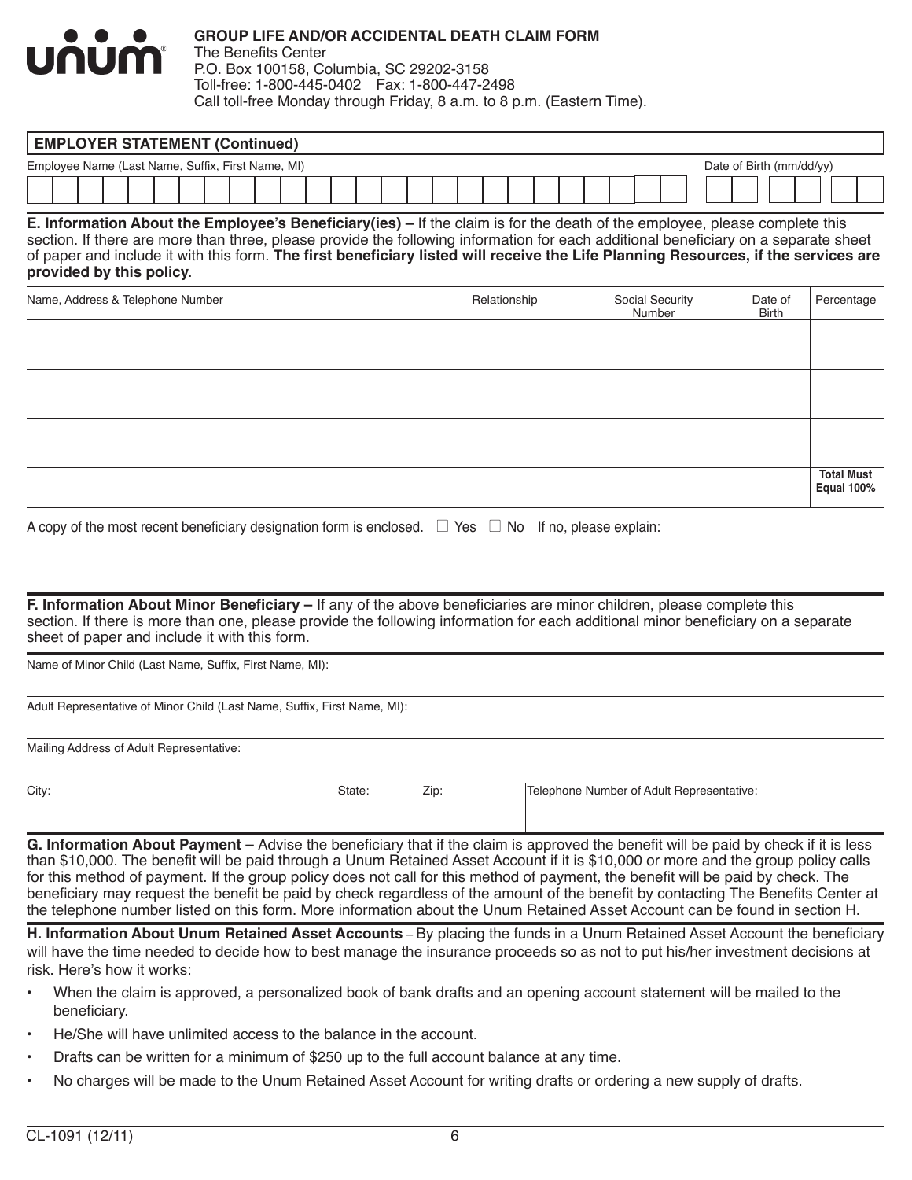# GROUP LIFE AND/OR ACCIDENTAL DEATH CLAIM FORM

The Benefits Center
P.O. Box 100158, Columbia, SC 29202-3158
Toll-free: 1-800-445-0402 Fax: 1-800-447-2498
Call toll-free Monday through Friday, 8 a.m. to 8 p.m. (Eastern Time).

## EMPLOYER STATEMENT (Continued)

| Employee Name (Last Name, Suffix, First Name, MI) | Date of Birth (mm/dd/yy) |
|---|---|
| | |

**E. Information About the Employee's Beneficiary(ies) –** If the claim is for the death of the employee, please complete this section. If there are more than three, please provide the following information for each additional beneficiary on a separate sheet of paper and include it with this form. **The first beneficiary listed will receive the Life Planning Resources, if the services are provided by this policy.**

| Name, Address & Telephone Number | Relationship | Social Security Number | Date of Birth | Percentage |
|---|---|---|---|---|
| | | | | |
| | | | | |
| | | | | |
| | | | | **Total Must Equal 100%** |

A copy of the most recent beneficiary designation form is enclosed. ☐ Yes ☐ No If no, please explain:

**F. Information About Minor Beneficiary –** If any of the above beneficiaries are minor children, please complete this section. If there is more than one, please provide the following information for each additional minor beneficiary on a separate sheet of paper and include it with this form.

Name of Minor Child (Last Name, Suffix, First Name, MI):

Adult Representative of Minor Child (Last Name, Suffix, First Name, MI):

Mailing Address of Adult Representative:

| City: | State: | Zip: | Telephone Number of Adult Representative: |
|---|---|---|---|
| | | | |

**G. Information About Payment –** Advise the beneficiary that if the claim is approved the benefit will be paid by check if it is less than $10,000. The benefit will be paid through a Unum Retained Asset Account if it is $10,000 or more and the group policy calls for this method of payment. If the group policy does not call for this method of payment, the benefit will be paid by check. The beneficiary may request the benefit be paid by check regardless of the amount of the benefit by contacting The Benefits Center at the telephone number listed on this form. More information about the Unum Retained Asset Account can be found in section H.

**H. Information About Unum Retained Asset Accounts** – By placing the funds in a Unum Retained Asset Account the beneficiary will have the time needed to decide how to best manage the insurance proceeds so as not to put his/her investment decisions at risk. Here's how it works:

- When the claim is approved, a personalized book of bank drafts and an opening account statement will be mailed to the beneficiary.
- He/She will have unlimited access to the balance in the account.
- Drafts can be written for a minimum of $250 up to the full account balance at any time.
- No charges will be made to the Unum Retained Asset Account for writing drafts or ordering a new supply of drafts.

CL-1091 (12/11)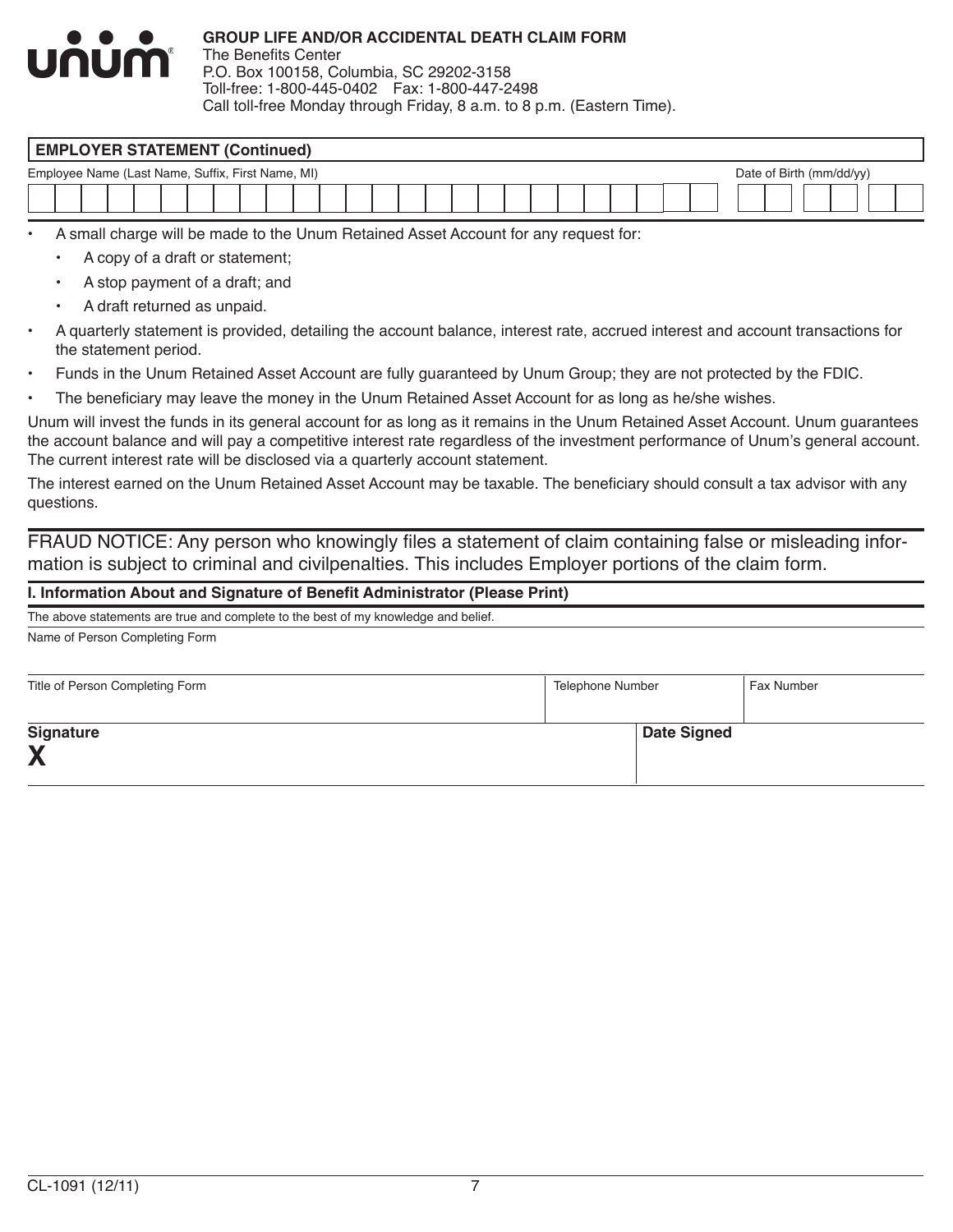**GROUP LIFE AND/OR ACCIDENTAL DEATH CLAIM FORM**
The Benefits Center
P.O. Box 100158, Columbia, SC 29202-3158
Toll-free: 1-800-445-0402 Fax: 1-800-447-2498
Call toll-free Monday through Friday, 8 a.m. to 8 p.m. (Eastern Time).

## EMPLOYER STATEMENT (Continued)

| Employee Name (Last Name, Suffix, First Name, MI) | Date of Birth (mm/dd/yy) |
|---|---|
| | |

- A small charge will be made to the Unum Retained Asset Account for any request for:
  - A copy of a draft or statement;
  - A stop payment of a draft; and
  - A draft returned as unpaid.
- A quarterly statement is provided, detailing the account balance, interest rate, accrued interest and account transactions for the statement period.
- Funds in the Unum Retained Asset Account are fully guaranteed by Unum Group; they are not protected by the FDIC.
- The beneficiary may leave the money in the Unum Retained Asset Account for as long as he/she wishes.

Unum will invest the funds in its general account for as long as it remains in the Unum Retained Asset Account. Unum guarantees the account balance and will pay a competitive interest rate regardless of the investment performance of Unum's general account. The current interest rate will be disclosed via a quarterly account statement.

The interest earned on the Unum Retained Asset Account may be taxable. The beneficiary should consult a tax advisor with any questions.

FRAUD NOTICE: Any person who knowingly files a statement of claim containing false or misleading information is subject to criminal and civilpenalties. This includes Employer portions of the claim form.

### I. Information About and Signature of Benefit Administrator (Please Print)

The above statements are true and complete to the best of my knowledge and belief.

Name of Person Completing Form

| Title of Person Completing Form | Telephone Number | Fax Number |
|---|---|---|
| | | |

| **Signature** | **Date Signed** |
|---|---|
| **X** | |

CL-1091 (12/11)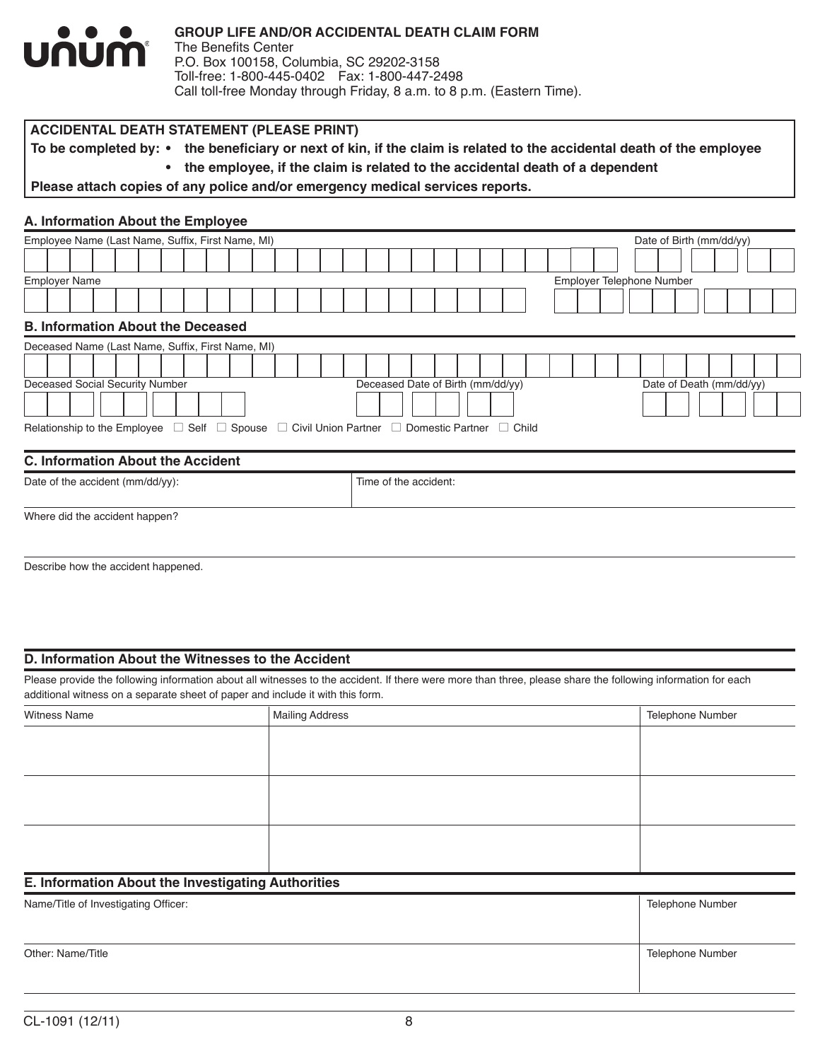**unum**

**GROUP LIFE AND/OR ACCIDENTAL DEATH CLAIM FORM**
The Benefits Center
P.O. Box 100158, Columbia, SC 29202-3158
Toll-free: 1-800-445-0402 Fax: 1-800-447-2498
Call toll-free Monday through Friday, 8 a.m. to 8 p.m. (Eastern Time).

**ACCIDENTAL DEATH STATEMENT (PLEASE PRINT)**

**To be completed by:**
- **the beneficiary or next of kin, if the claim is related to the accidental death of the employee**
- **the employee, if the claim is related to the accidental death of a dependent**

**Please attach copies of any police and/or emergency medical services reports.**

## A. Information About the Employee

| Employee Name (Last Name, Suffix, First Name, MI) | Date of Birth (mm/dd/yy) |
|---|---|
| | |

| Employer Name | Employer Telephone Number |
|---|---|
| | |

## B. Information About the Deceased

| Deceased Name (Last Name, Suffix, First Name, MI) |
|---|
| |

| Deceased Social Security Number | Deceased Date of Birth (mm/dd/yy) | Date of Death (mm/dd/yy) |
|---|---|---|
| | | |

Relationship to the Employee ☐ Self ☐ Spouse ☐ Civil Union Partner ☐ Domestic Partner ☐ Child

## C. Information About the Accident

| Date of the accident (mm/dd/yy): | Time of the accident: |
|---|---|
| | |

Where did the accident happen?

Describe how the accident happened.

## D. Information About the Witnesses to the Accident

Please provide the following information about all witnesses to the accident. If there were more than three, please share the following information for each additional witness on a separate sheet of paper and include it with this form.

| Witness Name | Mailing Address | Telephone Number |
|---|---|---|
| | | |
| | | |
| | | |

## E. Information About the Investigating Authorities

| Name/Title of Investigating Officer: | Telephone Number |
|---|---|
| | |
| **Other: Name/Title** | **Telephone Number** |
| | |

CL-1091 (12/11)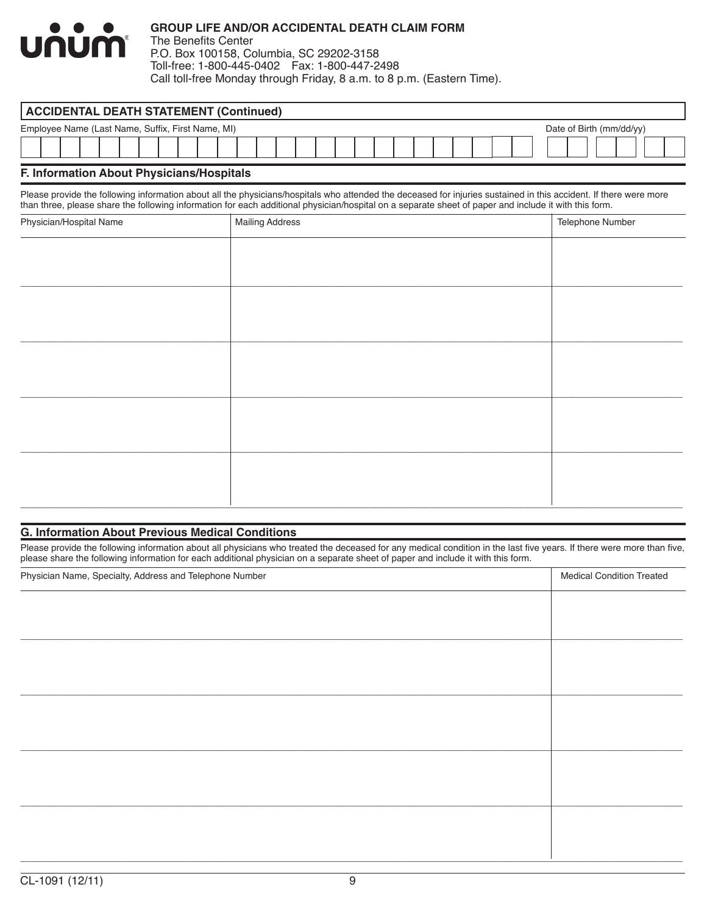**GROUP LIFE AND/OR ACCIDENTAL DEATH CLAIM FORM**
The Benefits Center
P.O. Box 100158, Columbia, SC 29202-3158
Toll-free: 1-800-445-0402 Fax: 1-800-447-2498
Call toll-free Monday through Friday, 8 a.m. to 8 p.m. (Eastern Time).

## ACCIDENTAL DEATH STATEMENT (Continued)

| Employee Name (Last Name, Suffix, First Name, MI) | Date of Birth (mm/dd/yy) |
|---|---|
| | |

### F. Information About Physicians/Hospitals

Please provide the following information about all the physicians/hospitals who attended the deceased for injuries sustained in this accident. If there were more than three, please share the following information for each additional physician/hospital on a separate sheet of paper and include it with this form.

| Physician/Hospital Name | Mailing Address | Telephone Number |
|---|---|---|
| | | |
| | | |
| | | |
| | | |
| | | |

### G. Information About Previous Medical Conditions

Please provide the following information about all physicians who treated the deceased for any medical condition in the last five years. If there were more than five, please share the following information for each additional physician on a separate sheet of paper and include it with this form.

| Physician Name, Specialty, Address and Telephone Number | Medical Condition Treated |
|---|---|
| | |
| | |
| | |
| | |
| | |

CL-1091 (12/11)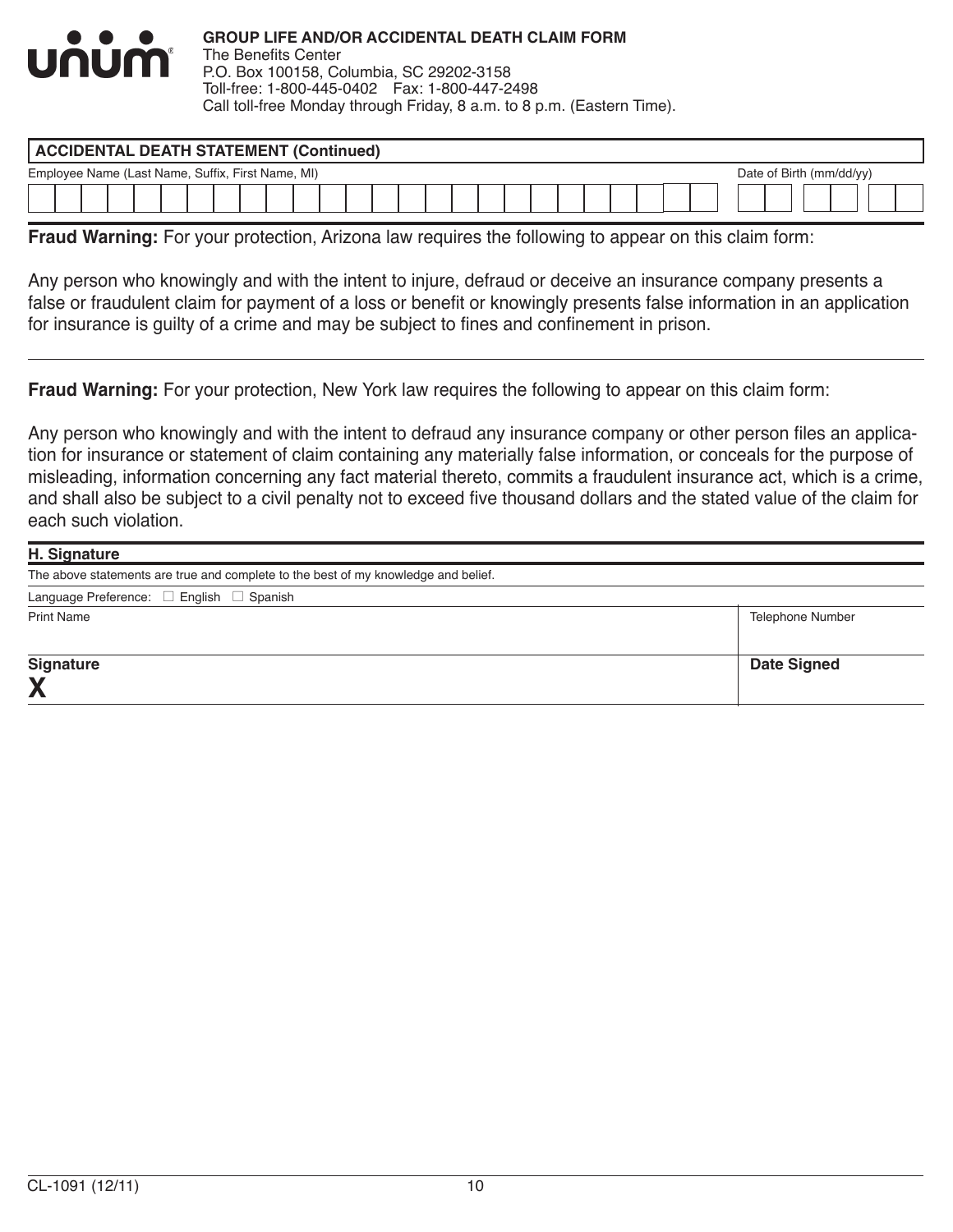**GROUP LIFE AND/OR ACCIDENTAL DEATH CLAIM FORM**
The Benefits Center
P.O. Box 100158, Columbia, SC 29202-3158
Toll-free: 1-800-445-0402 Fax: 1-800-447-2498
Call toll-free Monday through Friday, 8 a.m. to 8 p.m. (Eastern Time).

## ACCIDENTAL DEATH STATEMENT (Continued)

| Employee Name (Last Name, Suffix, First Name, MI) | Date of Birth (mm/dd/yy) |
|---|---|
| | |

**Fraud Warning:** For your protection, Arizona law requires the following to appear on this claim form:

Any person who knowingly and with the intent to injure, defraud or deceive an insurance company presents a false or fraudulent claim for payment of a loss or benefit or knowingly presents false information in an application for insurance is guilty of a crime and may be subject to fines and confinement in prison.

---

**Fraud Warning:** For your protection, New York law requires the following to appear on this claim form:

Any person who knowingly and with the intent to defraud any insurance company or other person files an application for insurance or statement of claim containing any materially false information, or conceals for the purpose of misleading, information concerning any fact material thereto, commits a fraudulent insurance act, which is a crime, and shall also be subject to a civil penalty not to exceed five thousand dollars and the stated value of the claim for each such violation.

## H. Signature

The above statements are true and complete to the best of my knowledge and belief.

Language Preference: ☐ English ☐ Spanish

| Print Name | Telephone Number |
|---|---|
| | |
| **Signature** **X** | **Date Signed** |

CL-1091 (12/11)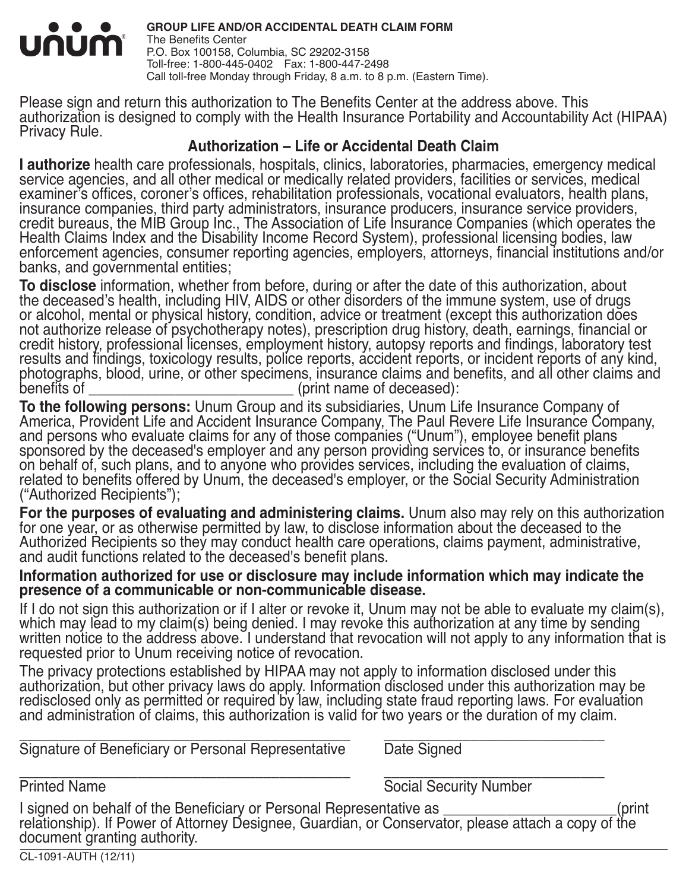unum

**GROUP LIFE AND/OR ACCIDENTAL DEATH CLAIM FORM**
The Benefits Center
P.O. Box 100158, Columbia, SC 29202-3158
Toll-free: 1-800-445-0402 Fax: 1-800-447-2498
Call toll-free Monday through Friday, 8 a.m. to 8 p.m. (Eastern Time).

Please sign and return this authorization to The Benefits Center at the address above. This authorization is designed to comply with the Health Insurance Portability and Accountability Act (HIPAA) Privacy Rule.

## Authorization – Life or Accidental Death Claim

**I authorize** health care professionals, hospitals, clinics, laboratories, pharmacies, emergency medical service agencies, and all other medical or medically related providers, facilities or services, medical examiner's offices, coroner's offices, rehabilitation professionals, vocational evaluators, health plans, insurance companies, third party administrators, insurance producers, insurance service providers, credit bureaus, the MIB Group Inc., The Association of Life Insurance Companies (which operates the Health Claims Index and the Disability Income Record System), professional licensing bodies, law enforcement agencies, consumer reporting agencies, employers, attorneys, financial institutions and/or banks, and governmental entities;

**To disclose** information, whether from before, during or after the date of this authorization, about the deceased's health, including HIV, AIDS or other disorders of the immune system, use of drugs or alcohol, mental or physical history, condition, advice or treatment (except this authorization does not authorize release of psychotherapy notes), prescription drug history, death, earnings, financial or credit history, professional licenses, employment history, autopsy reports and findings, laboratory test results and findings, toxicology results, police reports, accident reports, or incident reports of any kind, photographs, blood, urine, or other specimens, insurance claims and benefits, and all other claims and benefits of ___________________________ (print name of deceased):

**To the following persons:** Unum Group and its subsidiaries, Unum Life Insurance Company of America, Provident Life and Accident Insurance Company, The Paul Revere Life Insurance Company, and persons who evaluate claims for any of those companies ("Unum"), employee benefit plans sponsored by the deceased's employer and any person providing services to, or insurance benefits on behalf of, such plans, and to anyone who provides services, including the evaluation of claims, related to benefits offered by Unum, the deceased's employer, or the Social Security Administration ("Authorized Recipients");

**For the purposes of evaluating and administering claims.** Unum also may rely on this authorization for one year, or as otherwise permitted by law, to disclose information about the deceased to the Authorized Recipients so they may conduct health care operations, claims payment, administrative, and audit functions related to the deceased's benefit plans.

**Information authorized for use or disclosure may include information which may indicate the presence of a communicable or non-communicable disease.**

If I do not sign this authorization or if I alter or revoke it, Unum may not be able to evaluate my claim(s), which may lead to my claim(s) being denied. I may revoke this authorization at any time by sending written notice to the address above. I understand that revocation will not apply to any information that is requested prior to Unum receiving notice of revocation.

The privacy protections established by HIPAA may not apply to information disclosed under this authorization, but other privacy laws do apply. Information disclosed under this authorization may be redisclosed only as permitted or required by law, including state fraud reporting laws. For evaluation and administration of claims, this authorization is valid for two years or the duration of my claim.

_____________________________________________ _____________________________
Signature of Beneficiary or Personal Representative Date Signed

_____________________________________________ _____________________________
Printed Name Social Security Number

I signed on behalf of the Beneficiary or Personal Representative as ______________________(print relationship). If Power of Attorney Designee, Guardian, or Conservator, please attach a copy of the document granting authority.

CL-1091-AUTH (12/11)